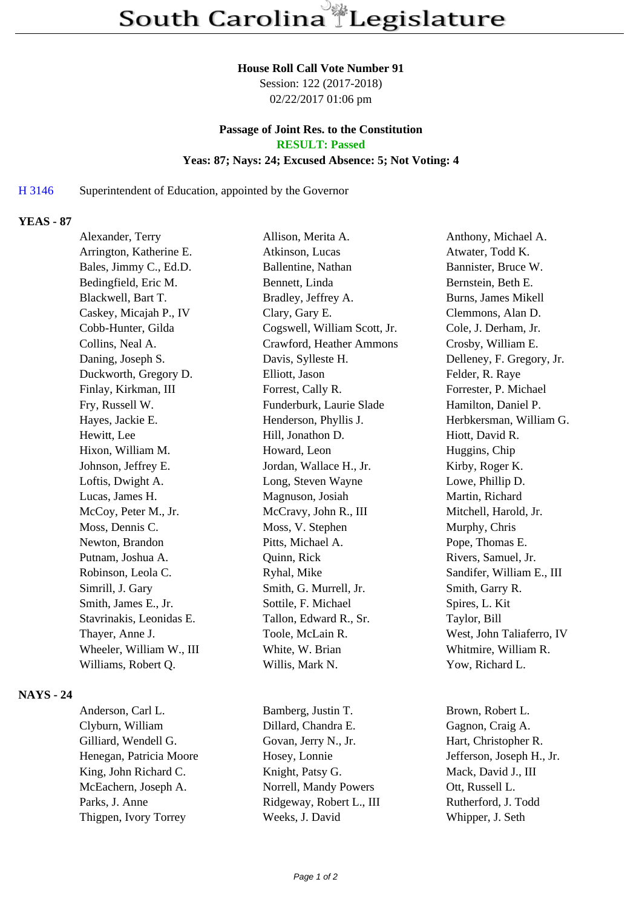# South Carolina Legislature

**House Roll Call Vote Number 91**
Session: 122 (2017-2018)
02/22/2017 01:06 pm

**Passage of Joint Res. to the Constitution**
**RESULT: Passed**
**Yeas: 87; Nays: 24; Excused Absence: 5; Not Voting: 4**

H 3146 Superintendent of Education, appointed by the Governor

## YEAS - 87

| | | |
|---|---|---|
| Alexander, Terry | Allison, Merita A. | Anthony, Michael A. |
| Arrington, Katherine E. | Atkinson, Lucas | Atwater, Todd K. |
| Bales, Jimmy C., Ed.D. | Ballentine, Nathan | Bannister, Bruce W. |
| Bedingfield, Eric M. | Bennett, Linda | Bernstein, Beth E. |
| Blackwell, Bart T. | Bradley, Jeffrey A. | Burns, James Mikell |
| Caskey, Micajah P., IV | Clary, Gary E. | Clemmons, Alan D. |
| Cobb-Hunter, Gilda | Cogswell, William Scott, Jr. | Cole, J. Derham, Jr. |
| Collins, Neal A. | Crawford, Heather Ammons | Crosby, William E. |
| Daning, Joseph S. | Davis, Sylleste H. | Delleney, F. Gregory, Jr. |
| Duckworth, Gregory D. | Elliott, Jason | Felder, R. Raye |
| Finlay, Kirkman, III | Forrest, Cally R. | Forrester, P. Michael |
| Fry, Russell W. | Funderburk, Laurie Slade | Hamilton, Daniel P. |
| Hayes, Jackie E. | Henderson, Phyllis J. | Herbkersman, William G. |
| Hewitt, Lee | Hill, Jonathon D. | Hiott, David R. |
| Hixon, William M. | Howard, Leon | Huggins, Chip |
| Johnson, Jeffrey E. | Jordan, Wallace H., Jr. | Kirby, Roger K. |
| Loftis, Dwight A. | Long, Steven Wayne | Lowe, Phillip D. |
| Lucas, James H. | Magnuson, Josiah | Martin, Richard |
| McCoy, Peter M., Jr. | McCravy, John R., III | Mitchell, Harold, Jr. |
| Moss, Dennis C. | Moss, V. Stephen | Murphy, Chris |
| Newton, Brandon | Pitts, Michael A. | Pope, Thomas E. |
| Putnam, Joshua A. | Quinn, Rick | Rivers, Samuel, Jr. |
| Robinson, Leola C. | Ryhal, Mike | Sandifer, William E., III |
| Simrill, J. Gary | Smith, G. Murrell, Jr. | Smith, Garry R. |
| Smith, James E., Jr. | Sottile, F. Michael | Spires, L. Kit |
| Stavrinakis, Leonidas E. | Tallon, Edward R., Sr. | Taylor, Bill |
| Thayer, Anne J. | Toole, McLain R. | West, John Taliaferro, IV |
| Wheeler, William W., III | White, W. Brian | Whitmire, William R. |
| Williams, Robert Q. | Willis, Mark N. | Yow, Richard L. |

## NAYS - 24

| | | |
|---|---|---|
| Anderson, Carl L. | Bamberg, Justin T. | Brown, Robert L. |
| Clyburn, William | Dillard, Chandra E. | Gagnon, Craig A. |
| Gilliard, Wendell G. | Govan, Jerry N., Jr. | Hart, Christopher R. |
| Henegan, Patricia Moore | Hosey, Lonnie | Jefferson, Joseph H., Jr. |
| King, John Richard C. | Knight, Patsy G. | Mack, David J., III |
| McEachern, Joseph A. | Norrell, Mandy Powers | Ott, Russell L. |
| Parks, J. Anne | Ridgeway, Robert L., III | Rutherford, J. Todd |
| Thigpen, Ivory Torrey | Weeks, J. David | Whipper, J. Seth |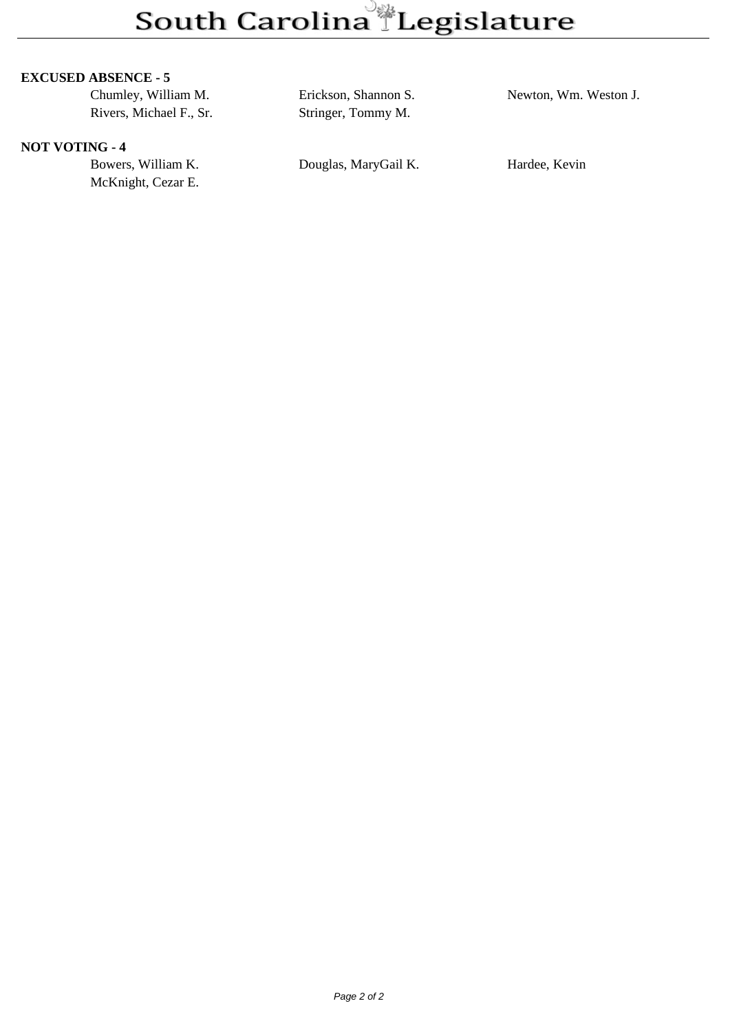**EXCUSED ABSENCE - 5**

| | | |
|---|---|---|
| Chumley, William M. | Erickson, Shannon S. | Newton, Wm. Weston J. |
| Rivers, Michael F., Sr. | Stringer, Tommy M. | |

**NOT VOTING - 4**

| | | |
|---|---|---|
| Bowers, William K. | Douglas, MaryGail K. | Hardee, Kevin |
| McKnight, Cezar E. | | |